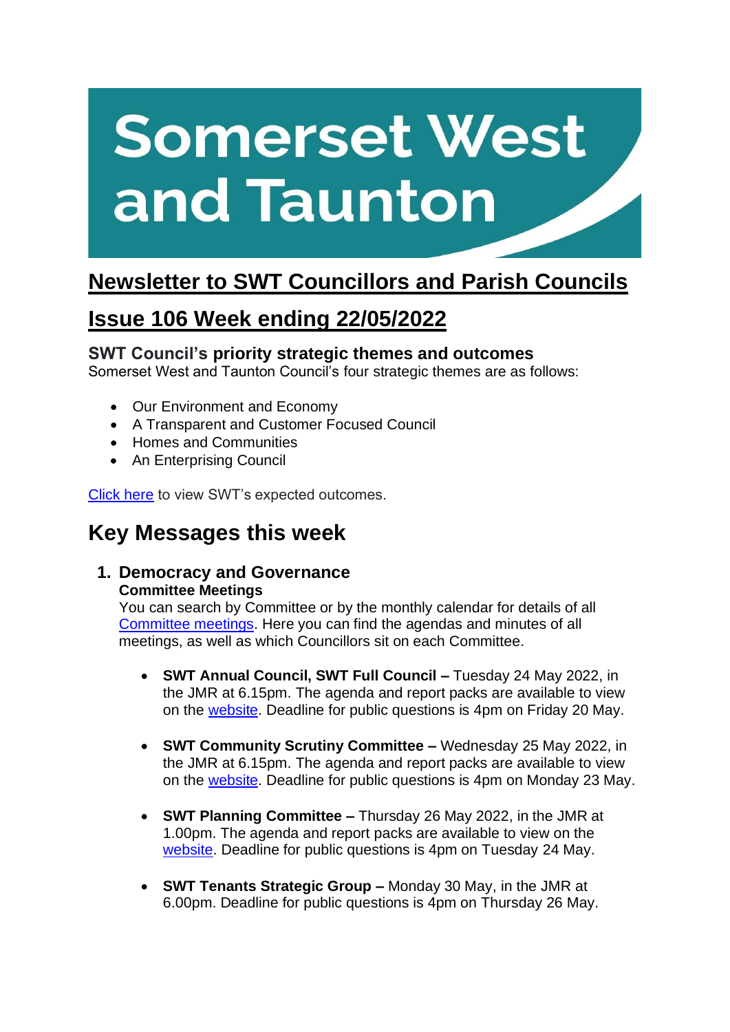# Somerset West and Taunton

## Newsletter to SWT Councillors and Parish Councils

## Issue 106 Week ending 22/05/2022

### SWT Council's priority strategic themes and outcomes

Somerset West and Taunton Council's four strategic themes are as follows:

- Our Environment and Economy
- A Transparent and Customer Focused Council
- Homes and Communities
- An Enterprising Council

Click here to view SWT's expected outcomes.

## Key Messages this week

### 1. Democracy and Governance

**Committee Meetings**

You can search by Committee or by the monthly calendar for details of all Committee meetings. Here you can find the agendas and minutes of all meetings, as well as which Councillors sit on each Committee.

- **SWT Annual Council, SWT Full Council –** Tuesday 24 May 2022, in the JMR at 6.15pm. The agenda and report packs are available to view on the website. Deadline for public questions is 4pm on Friday 20 May.

- **SWT Community Scrutiny Committee –** Wednesday 25 May 2022, in the JMR at 6.15pm. The agenda and report packs are available to view on the website. Deadline for public questions is 4pm on Monday 23 May.

- **SWT Planning Committee –** Thursday 26 May 2022, in the JMR at 1.00pm. The agenda and report packs are available to view on the website. Deadline for public questions is 4pm on Tuesday 24 May.

- **SWT Tenants Strategic Group –** Monday 30 May, in the JMR at 6.00pm. Deadline for public questions is 4pm on Thursday 26 May.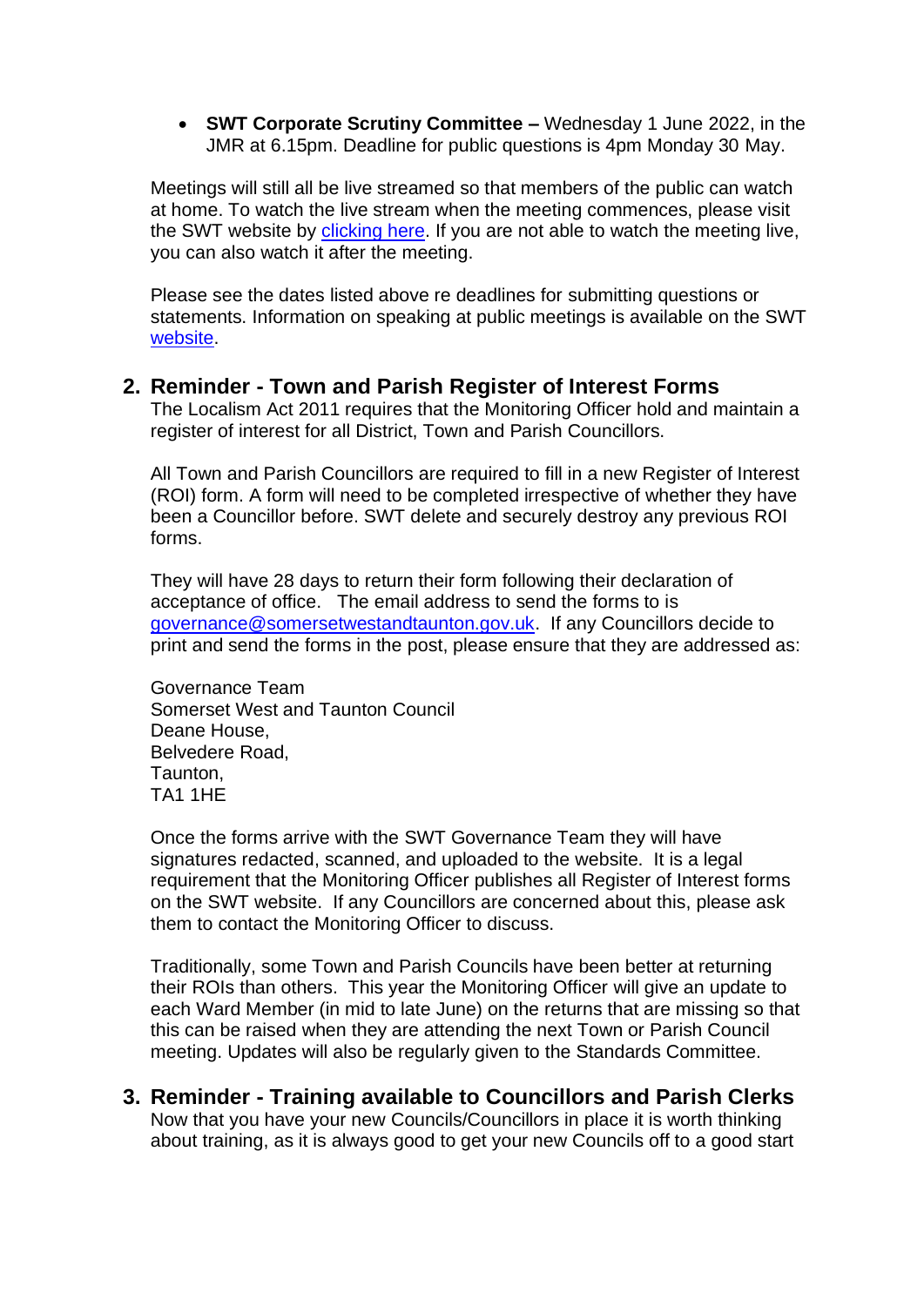- **SWT Corporate Scrutiny Committee –** Wednesday 1 June 2022, in the JMR at 6.15pm. Deadline for public questions is 4pm Monday 30 May.

Meetings will still all be live streamed so that members of the public can watch at home. To watch the live stream when the meeting commences, please visit the SWT website by clicking here. If you are not able to watch the meeting live, you can also watch it after the meeting.

Please see the dates listed above re deadlines for submitting questions or statements. Information on speaking at public meetings is available on the SWT website.

## 2. Reminder - Town and Parish Register of Interest Forms

The Localism Act 2011 requires that the Monitoring Officer hold and maintain a register of interest for all District, Town and Parish Councillors.

All Town and Parish Councillors are required to fill in a new Register of Interest (ROI) form. A form will need to be completed irrespective of whether they have been a Councillor before. SWT delete and securely destroy any previous ROI forms.

They will have 28 days to return their form following their declaration of acceptance of office. The email address to send the forms to is governance@somersetwestandtaunton.gov.uk. If any Councillors decide to print and send the forms in the post, please ensure that they are addressed as:

Governance Team
Somerset West and Taunton Council
Deane House,
Belvedere Road,
Taunton,
TA1 1HE

Once the forms arrive with the SWT Governance Team they will have signatures redacted, scanned, and uploaded to the website. It is a legal requirement that the Monitoring Officer publishes all Register of Interest forms on the SWT website. If any Councillors are concerned about this, please ask them to contact the Monitoring Officer to discuss.

Traditionally, some Town and Parish Councils have been better at returning their ROIs than others. This year the Monitoring Officer will give an update to each Ward Member (in mid to late June) on the returns that are missing so that this can be raised when they are attending the next Town or Parish Council meeting. Updates will also be regularly given to the Standards Committee.

## 3. Reminder - Training available to Councillors and Parish Clerks

Now that you have your new Councils/Councillors in place it is worth thinking about training, as it is always good to get your new Councils off to a good start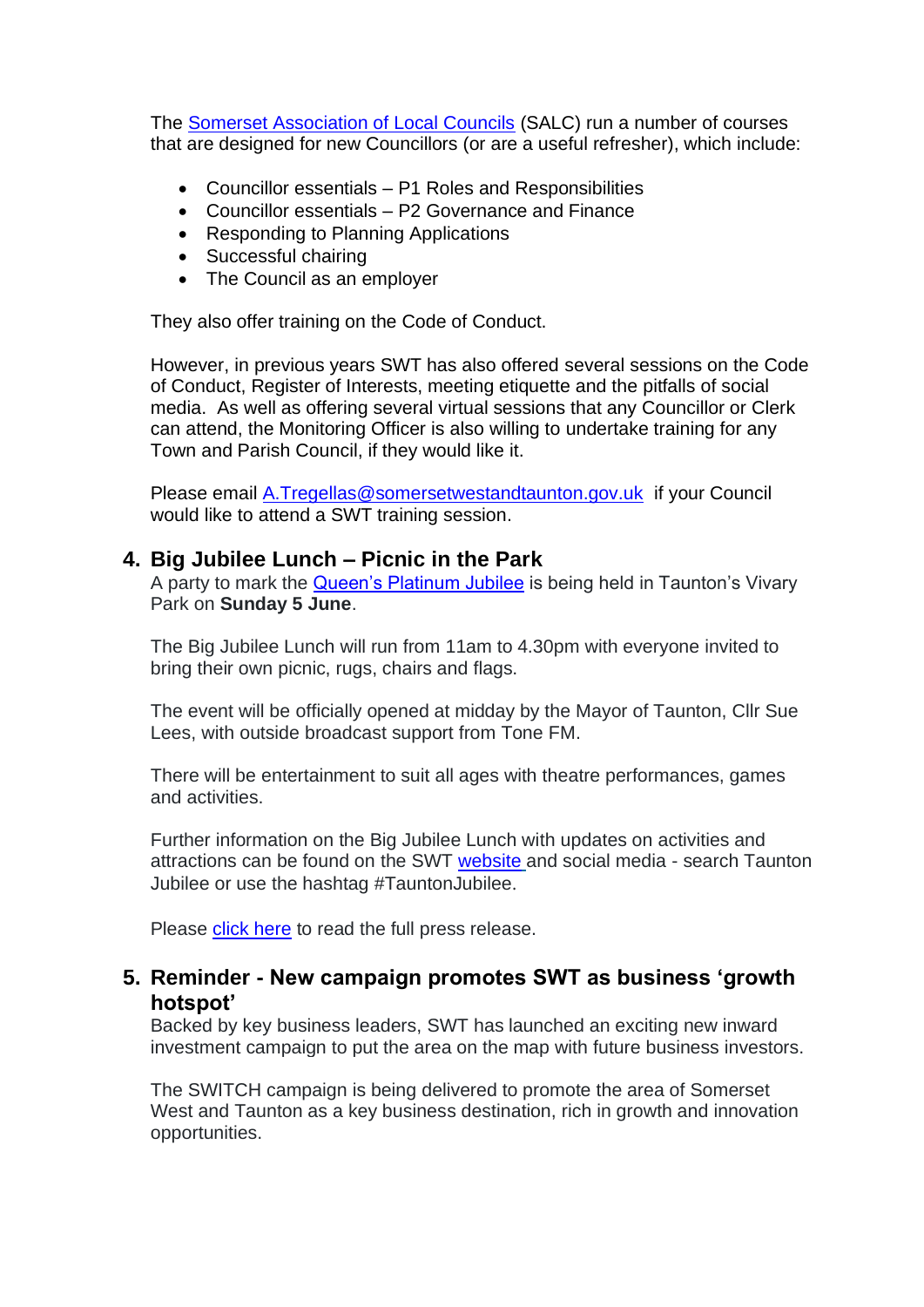The [Somerset Association of Local Councils](#) (SALC) run a number of courses that are designed for new Councillors (or are a useful refresher), which include:

- Councillor essentials – P1 Roles and Responsibilities
- Councillor essentials – P2 Governance and Finance
- Responding to Planning Applications
- Successful chairing
- The Council as an employer

They also offer training on the Code of Conduct.

However, in previous years SWT has also offered several sessions on the Code of Conduct, Register of Interests, meeting etiquette and the pitfalls of social media. As well as offering several virtual sessions that any Councillor or Clerk can attend, the Monitoring Officer is also willing to undertake training for any Town and Parish Council, if they would like it.

Please email A.Tregellas@somersetwestandtaunton.gov.uk if your Council would like to attend a SWT training session.

## 4. Big Jubilee Lunch – Picnic in the Park

A party to mark the Queen's Platinum Jubilee is being held in Taunton's Vivary Park on **Sunday 5 June**.

The Big Jubilee Lunch will run from 11am to 4.30pm with everyone invited to bring their own picnic, rugs, chairs and flags.

The event will be officially opened at midday by the Mayor of Taunton, Cllr Sue Lees, with outside broadcast support from Tone FM.

There will be entertainment to suit all ages with theatre performances, games and activities.

Further information on the Big Jubilee Lunch with updates on activities and attractions can be found on the SWT website and social media - search Taunton Jubilee or use the hashtag #TauntonJubilee.

Please click here to read the full press release.

## 5. Reminder - New campaign promotes SWT as business 'growth hotspot'

Backed by key business leaders, SWT has launched an exciting new inward investment campaign to put the area on the map with future business investors.

The SWITCH campaign is being delivered to promote the area of Somerset West and Taunton as a key business destination, rich in growth and innovation opportunities.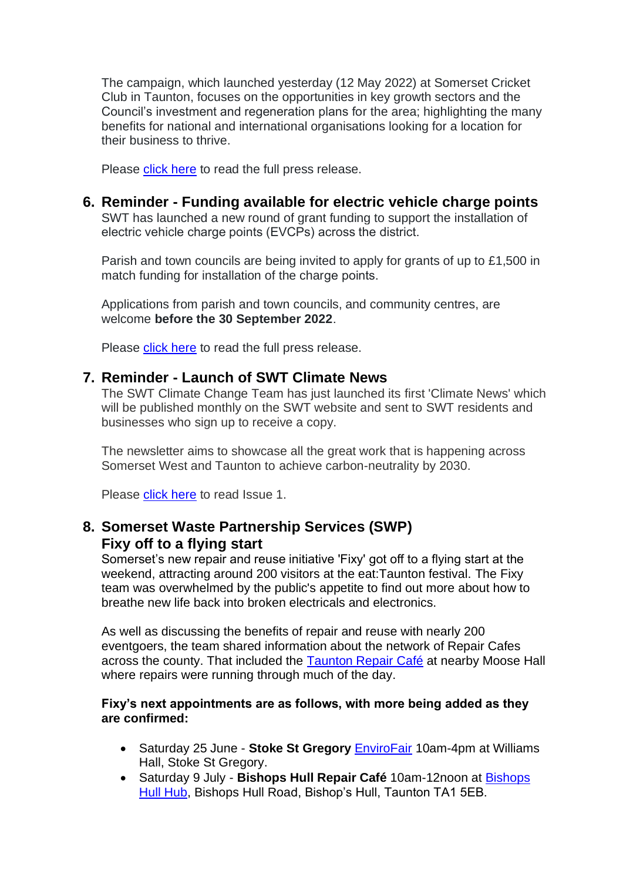The campaign, which launched yesterday (12 May 2022) at Somerset Cricket Club in Taunton, focuses on the opportunities in key growth sectors and the Council's investment and regeneration plans for the area; highlighting the many benefits for national and international organisations looking for a location for their business to thrive.

Please [click here]() to read the full press release.

## 6. Reminder - Funding available for electric vehicle charge points

SWT has launched a new round of grant funding to support the installation of electric vehicle charge points (EVCPs) across the district.

Parish and town councils are being invited to apply for grants of up to £1,500 in match funding for installation of the charge points.

Applications from parish and town councils, and community centres, are welcome **before the 30 September 2022**.

Please [click here]() to read the full press release.

## 7. Reminder - Launch of SWT Climate News

The SWT Climate Change Team has just launched its first 'Climate News' which will be published monthly on the SWT website and sent to SWT residents and businesses who sign up to receive a copy.

The newsletter aims to showcase all the great work that is happening across Somerset West and Taunton to achieve carbon-neutrality by 2030.

Please [click here]() to read Issue 1.

## 8. Somerset Waste Partnership Services (SWP) Fixy off to a flying start

Somerset's new repair and reuse initiative 'Fixy' got off to a flying start at the weekend, attracting around 200 visitors at the eat:Taunton festival. The Fixy team was overwhelmed by the public's appetite to find out more about how to breathe new life back into broken electricals and electronics.

As well as discussing the benefits of repair and reuse with nearly 200 eventgoers, the team shared information about the network of Repair Cafes across the county. That included the [Taunton Repair Café]() at nearby Moose Hall where repairs were running through much of the day.

**Fixy's next appointments are as follows, with more being added as they are confirmed:**

- Saturday 25 June - **Stoke St Gregory** [EnviroFair]() 10am-4pm at Williams Hall, Stoke St Gregory.
- Saturday 9 July - **Bishops Hull Repair Café** 10am-12noon at [Bishops Hull Hub](), Bishops Hull Road, Bishop's Hull, Taunton TA1 5EB.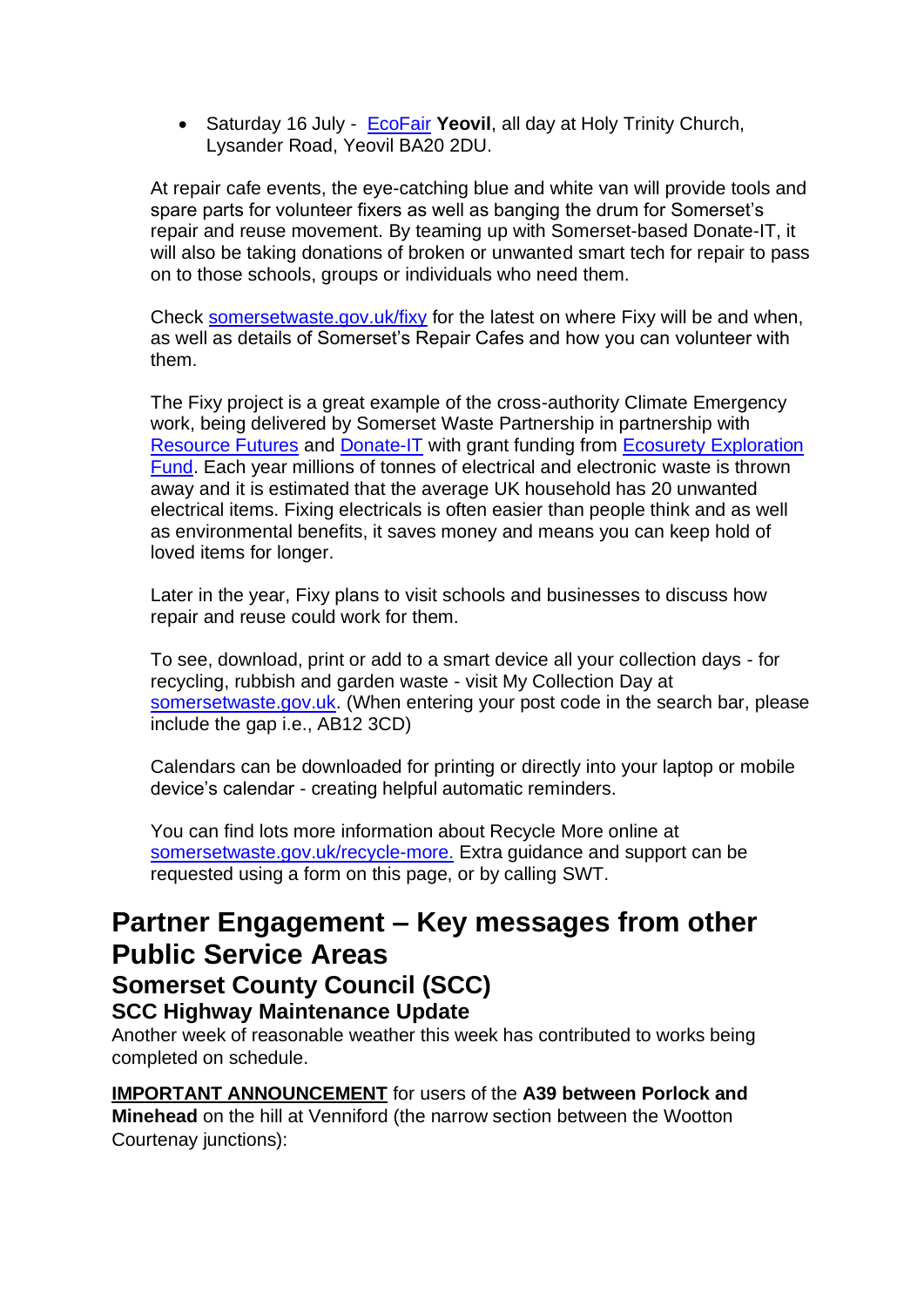- Saturday 16 July - EcoFair **Yeovil**, all day at Holy Trinity Church, Lysander Road, Yeovil BA20 2DU.

At repair cafe events, the eye-catching blue and white van will provide tools and spare parts for volunteer fixers as well as banging the drum for Somerset's repair and reuse movement. By teaming up with Somerset-based Donate-IT, it will also be taking donations of broken or unwanted smart tech for repair to pass on to those schools, groups or individuals who need them.

Check somersetwaste.gov.uk/fixy for the latest on where Fixy will be and when, as well as details of Somerset's Repair Cafes and how you can volunteer with them.

The Fixy project is a great example of the cross-authority Climate Emergency work, being delivered by Somerset Waste Partnership in partnership with Resource Futures and Donate-IT with grant funding from Ecosurety Exploration Fund. Each year millions of tonnes of electrical and electronic waste is thrown away and it is estimated that the average UK household has 20 unwanted electrical items. Fixing electricals is often easier than people think and as well as environmental benefits, it saves money and means you can keep hold of loved items for longer.

Later in the year, Fixy plans to visit schools and businesses to discuss how repair and reuse could work for them.

To see, download, print or add to a smart device all your collection days - for recycling, rubbish and garden waste - visit My Collection Day at somersetwaste.gov.uk. (When entering your post code in the search bar, please include the gap i.e., AB12 3CD)

Calendars can be downloaded for printing or directly into your laptop or mobile device's calendar - creating helpful automatic reminders.

You can find lots more information about Recycle More online at somersetwaste.gov.uk/recycle-more. Extra guidance and support can be requested using a form on this page, or by calling SWT.

# Partner Engagement – Key messages from other Public Service Areas

## Somerset County Council (SCC)

### SCC Highway Maintenance Update

Another week of reasonable weather this week has contributed to works being completed on schedule.

**IMPORTANT ANNOUNCEMENT** for users of the **A39 between Porlock and Minehead** on the hill at Venniford (the narrow section between the Wootton Courtenay junctions):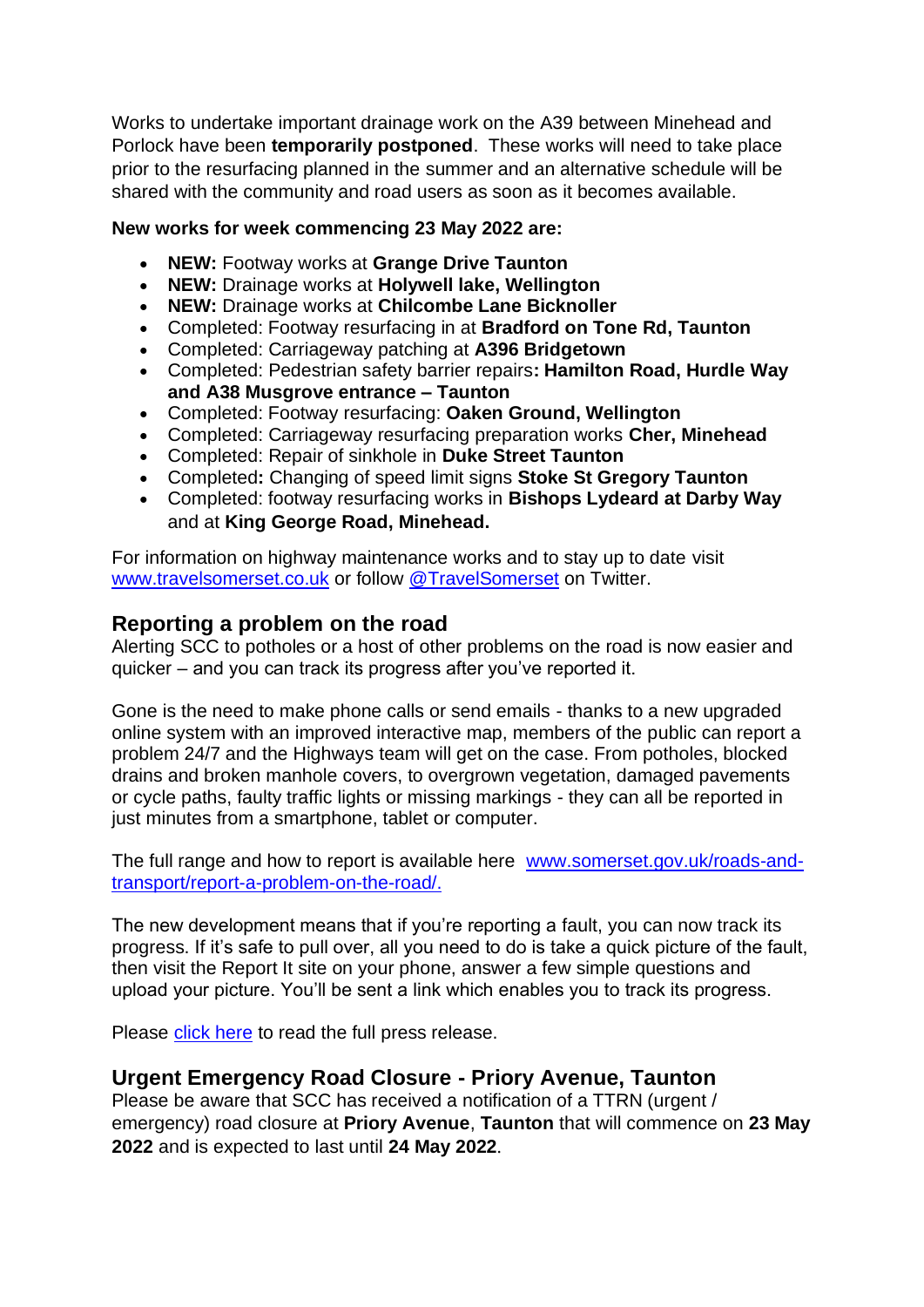Works to undertake important drainage work on the A39 between Minehead and Porlock have been **temporarily postponed**. These works will need to take place prior to the resurfacing planned in the summer and an alternative schedule will be shared with the community and road users as soon as it becomes available.

**New works for week commencing 23 May 2022 are:**

- **NEW:** Footway works at **Grange Drive Taunton**
- **NEW:** Drainage works at **Holywell lake, Wellington**
- **NEW:** Drainage works at **Chilcombe Lane Bicknoller**
- Completed: Footway resurfacing in at **Bradford on Tone Rd, Taunton**
- Completed: Carriageway patching at **A396 Bridgetown**
- Completed: Pedestrian safety barrier repairs**: Hamilton Road, Hurdle Way and A38 Musgrove entrance – Taunton**
- Completed: Footway resurfacing: **Oaken Ground, Wellington**
- Completed: Carriageway resurfacing preparation works **Cher, Minehead**
- Completed: Repair of sinkhole in **Duke Street Taunton**
- Completed**:** Changing of speed limit signs **Stoke St Gregory Taunton**
- Completed: footway resurfacing works in **Bishops Lydeard at Darby Way** and at **King George Road, Minehead.**

For information on highway maintenance works and to stay up to date visit [www.travelsomerset.co.uk](www.travelsomerset.co.uk) or follow [@TravelSomerset](@TravelSomerset) on Twitter.

## Reporting a problem on the road

Alerting SCC to potholes or a host of other problems on the road is now easier and quicker – and you can track its progress after you've reported it.

Gone is the need to make phone calls or send emails - thanks to a new upgraded online system with an improved interactive map, members of the public can report a problem 24/7 and the Highways team will get on the case. From potholes, blocked drains and broken manhole covers, to overgrown vegetation, damaged pavements or cycle paths, faulty traffic lights or missing markings - they can all be reported in just minutes from a smartphone, tablet or computer.

The full range and how to report is available here [www.somerset.gov.uk/roads-and-transport/report-a-problem-on-the-road/.](www.somerset.gov.uk/roads-and-transport/report-a-problem-on-the-road/)

The new development means that if you're reporting a fault, you can now track its progress. If it's safe to pull over, all you need to do is take a quick picture of the fault, then visit the Report It site on your phone, answer a few simple questions and upload your picture. You'll be sent a link which enables you to track its progress.

Please click here to read the full press release.

## Urgent Emergency Road Closure - Priory Avenue, Taunton

Please be aware that SCC has received a notification of a TTRN (urgent / emergency) road closure at **Priory Avenue**, **Taunton** that will commence on **23 May 2022** and is expected to last until **24 May 2022**.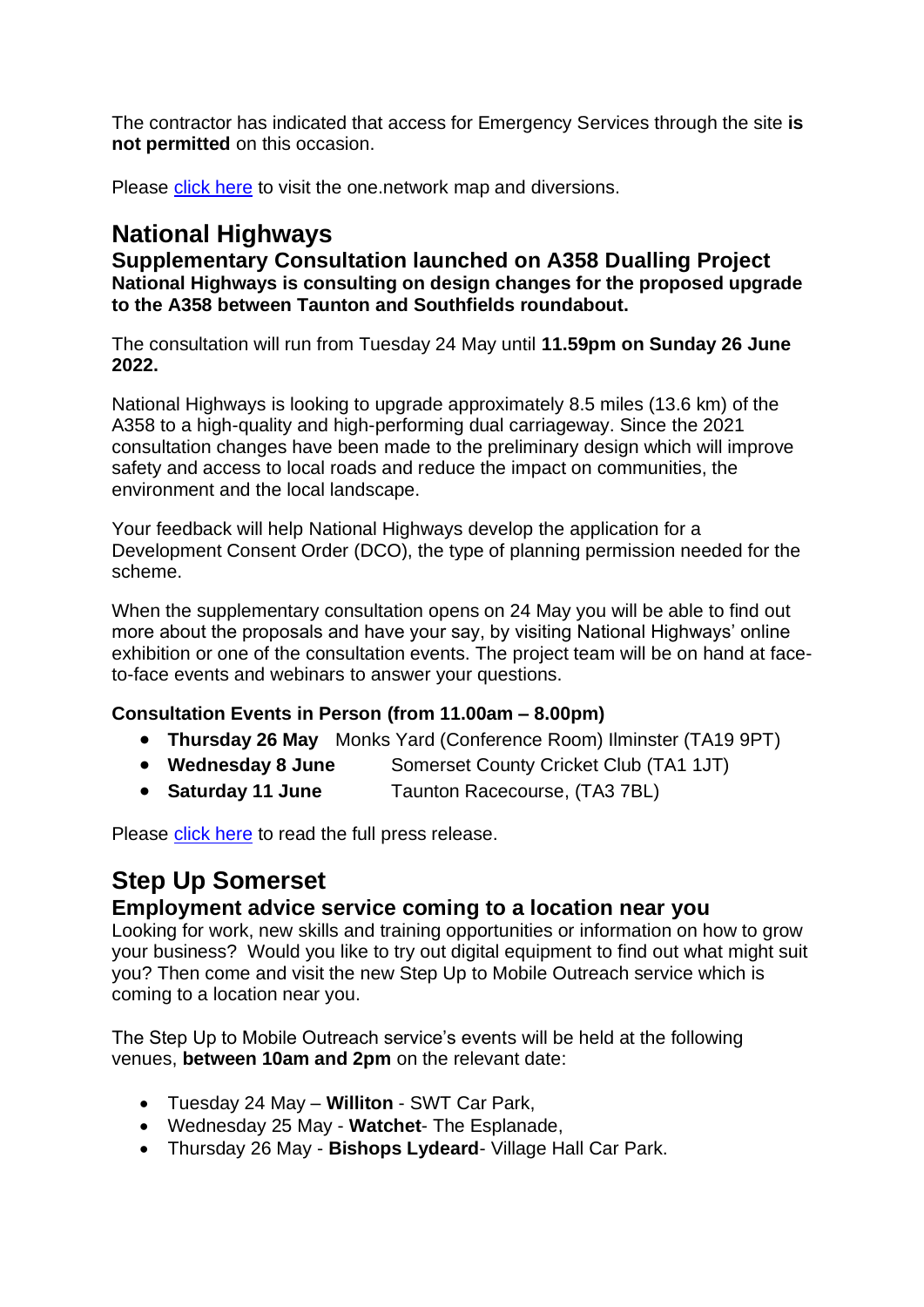The contractor has indicated that access for Emergency Services through the site **is not permitted** on this occasion.

Please click here to visit the one.network map and diversions.

# National Highways

### Supplementary Consultation launched on A358 Dualling Project

**National Highways is consulting on design changes for the proposed upgrade to the A358 between Taunton and Southfields roundabout.**

The consultation will run from Tuesday 24 May until **11.59pm on Sunday 26 June 2022.**

National Highways is looking to upgrade approximately 8.5 miles (13.6 km) of the A358 to a high-quality and high-performing dual carriageway. Since the 2021 consultation changes have been made to the preliminary design which will improve safety and access to local roads and reduce the impact on communities, the environment and the local landscape.

Your feedback will help National Highways develop the application for a Development Consent Order (DCO), the type of planning permission needed for the scheme.

When the supplementary consultation opens on 24 May you will be able to find out more about the proposals and have your say, by visiting National Highways' online exhibition or one of the consultation events. The project team will be on hand at face-to-face events and webinars to answer your questions.

**Consultation Events in Person (from 11.00am – 8.00pm)**

- **Thursday 26 May** Monks Yard (Conference Room) Ilminster (TA19 9PT)
- **Wednesday 8 June** Somerset County Cricket Club (TA1 1JT)
- **Saturday 11 June** Taunton Racecourse, (TA3 7BL)

Please click here to read the full press release.

# Step Up Somerset

### Employment advice service coming to a location near you

Looking for work, new skills and training opportunities or information on how to grow your business? Would you like to try out digital equipment to find out what might suit you? Then come and visit the new Step Up to Mobile Outreach service which is coming to a location near you.

The Step Up to Mobile Outreach service's events will be held at the following venues, **between 10am and 2pm** on the relevant date:

- Tuesday 24 May – **Williton** - SWT Car Park,
- Wednesday 25 May - **Watchet**- The Esplanade,
- Thursday 26 May - **Bishops Lydeard**- Village Hall Car Park.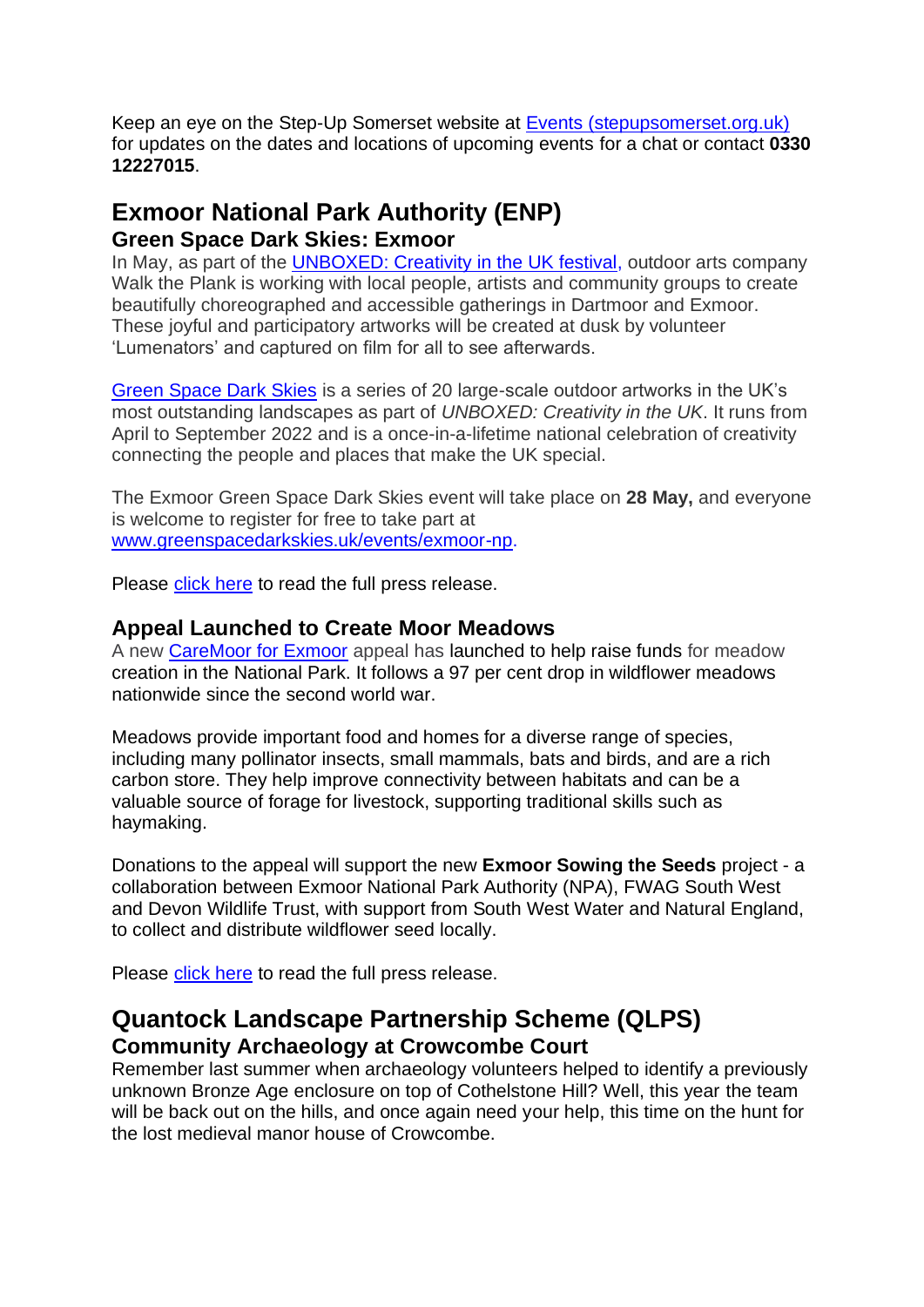Keep an eye on the Step-Up Somerset website at [Events (stepupsomerset.org.uk)](stepupsomerset.org.uk) for updates on the dates and locations of upcoming events for a chat or contact **0330 12227015**.

# Exmoor National Park Authority (ENP)

## Green Space Dark Skies: Exmoor

In May, as part of the UNBOXED: Creativity in the UK festival, outdoor arts company Walk the Plank is working with local people, artists and community groups to create beautifully choreographed and accessible gatherings in Dartmoor and Exmoor. These joyful and participatory artworks will be created at dusk by volunteer 'Lumenators' and captured on film for all to see afterwards.

Green Space Dark Skies is a series of 20 large-scale outdoor artworks in the UK's most outstanding landscapes as part of *UNBOXED: Creativity in the UK*. It runs from April to September 2022 and is a once-in-a-lifetime national celebration of creativity connecting the people and places that make the UK special.

The Exmoor Green Space Dark Skies event will take place on **28 May,** and everyone is welcome to register for free to take part at www.greenspacedarkskies.uk/events/exmoor-np.

Please click here to read the full press release.

### Appeal Launched to Create Moor Meadows

A new CareMoor for Exmoor appeal has launched to help raise funds for meadow creation in the National Park. It follows a 97 per cent drop in wildflower meadows nationwide since the second world war.

Meadows provide important food and homes for a diverse range of species, including many pollinator insects, small mammals, bats and birds, and are a rich carbon store. They help improve connectivity between habitats and can be a valuable source of forage for livestock, supporting traditional skills such as haymaking.

Donations to the appeal will support the new **Exmoor Sowing the Seeds** project - a collaboration between Exmoor National Park Authority (NPA), FWAG South West and Devon Wildlife Trust, with support from South West Water and Natural England, to collect and distribute wildflower seed locally.

Please click here to read the full press release.

# Quantock Landscape Partnership Scheme (QLPS)

## Community Archaeology at Crowcombe Court

Remember last summer when archaeology volunteers helped to identify a previously unknown Bronze Age enclosure on top of Cothelstone Hill? Well, this year the team will be back out on the hills, and once again need your help, this time on the hunt for the lost medieval manor house of Crowcombe.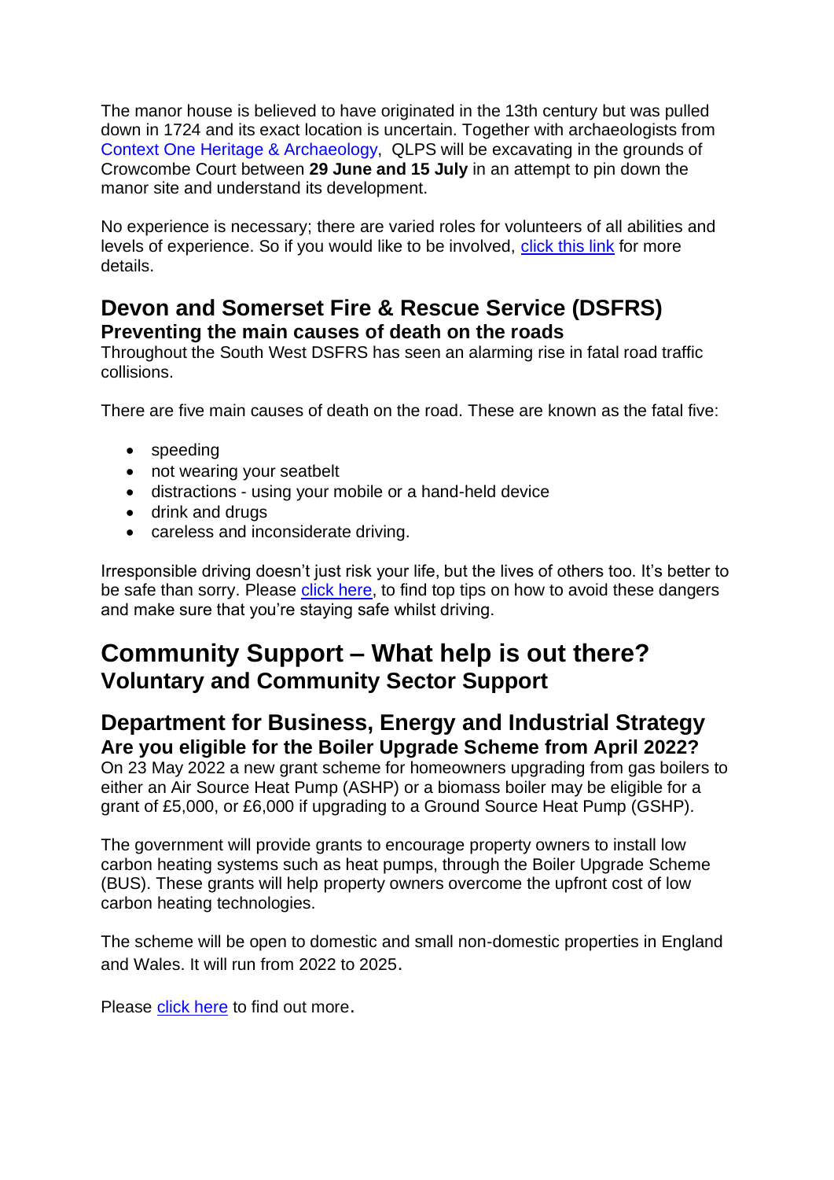The manor house is believed to have originated in the 13th century but was pulled down in 1724 and its exact location is uncertain. Together with archaeologists from Context One Heritage & Archaeology, QLPS will be excavating in the grounds of Crowcombe Court between **29 June and 15 July** in an attempt to pin down the manor site and understand its development.

No experience is necessary; there are varied roles for volunteers of all abilities and levels of experience. So if you would like to be involved, click this link for more details.

## Devon and Somerset Fire & Rescue Service (DSFRS)

### Preventing the main causes of death on the roads

Throughout the South West DSFRS has seen an alarming rise in fatal road traffic collisions.

There are five main causes of death on the road. These are known as the fatal five:

- speeding
- not wearing your seatbelt
- distractions - using your mobile or a hand-held device
- drink and drugs
- careless and inconsiderate driving.

Irresponsible driving doesn't just risk your life, but the lives of others too. It's better to be safe than sorry. Please click here, to find top tips on how to avoid these dangers and make sure that you're staying safe whilst driving.

# Community Support – What help is out there?

## Voluntary and Community Sector Support

## Department for Business, Energy and Industrial Strategy

### Are you eligible for the Boiler Upgrade Scheme from April 2022?

On 23 May 2022 a new grant scheme for homeowners upgrading from gas boilers to either an Air Source Heat Pump (ASHP) or a biomass boiler may be eligible for a grant of £5,000, or £6,000 if upgrading to a Ground Source Heat Pump (GSHP).

The government will provide grants to encourage property owners to install low carbon heating systems such as heat pumps, through the Boiler Upgrade Scheme (BUS). These grants will help property owners overcome the upfront cost of low carbon heating technologies.

The scheme will be open to domestic and small non-domestic properties in England and Wales. It will run from 2022 to 2025.

Please click here to find out more.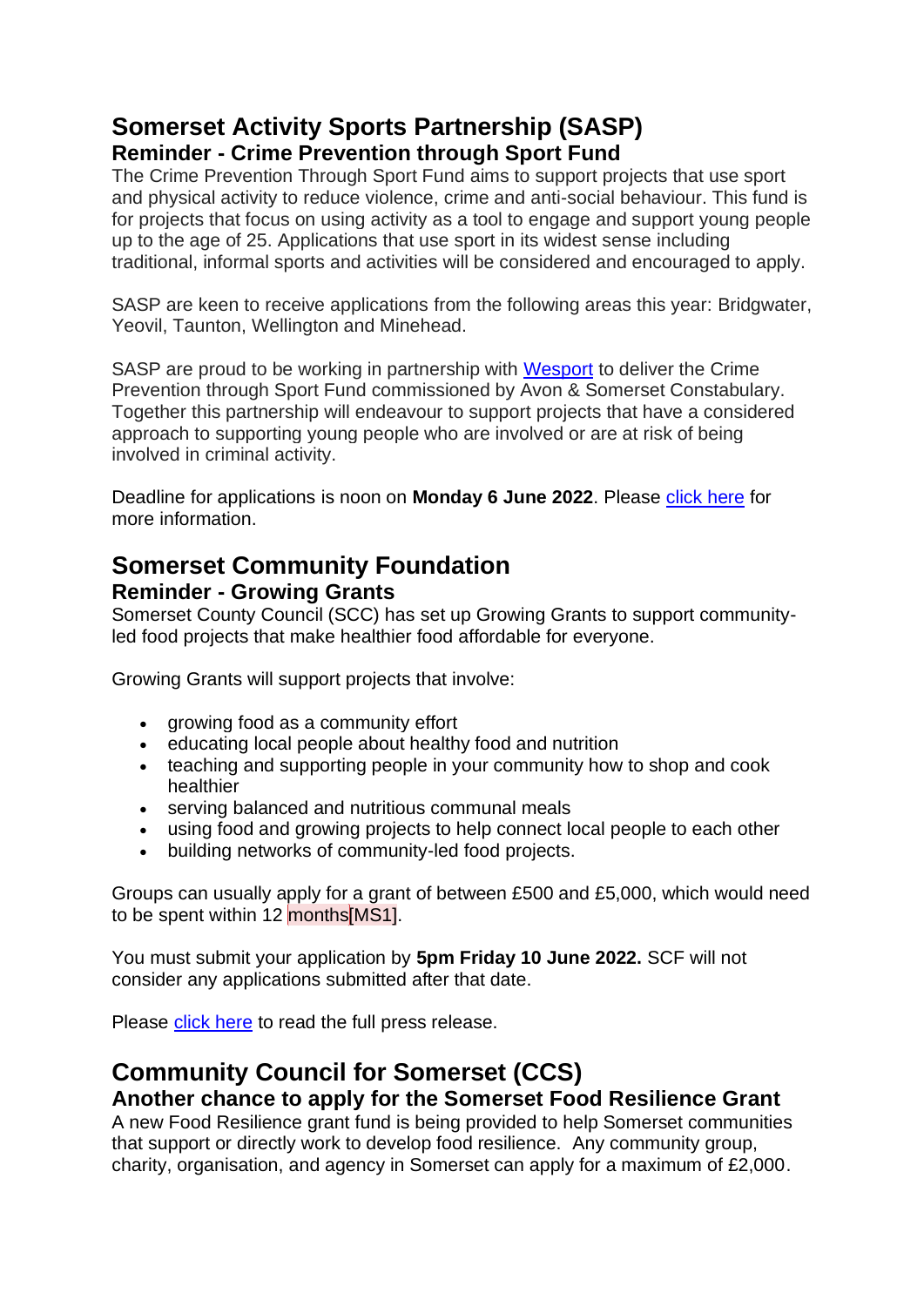# Somerset Activity Sports Partnership (SASP)

## Reminder - Crime Prevention through Sport Fund

The Crime Prevention Through Sport Fund aims to support projects that use sport and physical activity to reduce violence, crime and anti-social behaviour. This fund is for projects that focus on using activity as a tool to engage and support young people up to the age of 25. Applications that use sport in its widest sense including traditional, informal sports and activities will be considered and encouraged to apply.

SASP are keen to receive applications from the following areas this year: Bridgwater, Yeovil, Taunton, Wellington and Minehead.

SASP are proud to be working in partnership with Wesport to deliver the Crime Prevention through Sport Fund commissioned by Avon & Somerset Constabulary. Together this partnership will endeavour to support projects that have a considered approach to supporting young people who are involved or are at risk of being involved in criminal activity.

Deadline for applications is noon on **Monday 6 June 2022**. Please click here for more information.

# Somerset Community Foundation

## Reminder - Growing Grants

Somerset County Council (SCC) has set up Growing Grants to support community-led food projects that make healthier food affordable for everyone.

Growing Grants will support projects that involve:

- growing food as a community effort
- educating local people about healthy food and nutrition
- teaching and supporting people in your community how to shop and cook healthier
- serving balanced and nutritious communal meals
- using food and growing projects to help connect local people to each other
- building networks of community-led food projects.

Groups can usually apply for a grant of between £500 and £5,000, which would need to be spent within 12 months[MS1].

You must submit your application by **5pm Friday 10 June 2022.** SCF will not consider any applications submitted after that date.

Please click here to read the full press release.

# Community Council for Somerset (CCS)

## Another chance to apply for the Somerset Food Resilience Grant

A new Food Resilience grant fund is being provided to help Somerset communities that support or directly work to develop food resilience. Any community group, charity, organisation, and agency in Somerset can apply for a maximum of £2,000.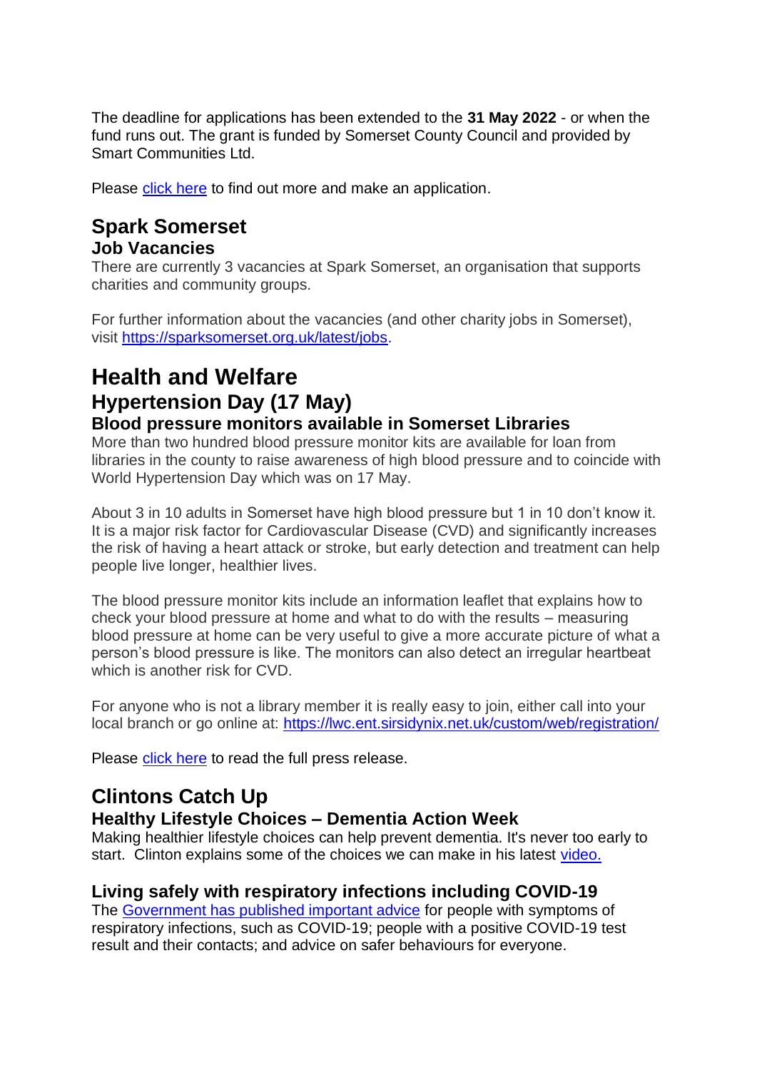The deadline for applications has been extended to the **31 May 2022** - or when the fund runs out. The grant is funded by Somerset County Council and provided by Smart Communities Ltd.

Please click here to find out more and make an application.

## Spark Somerset

### Job Vacancies

There are currently 3 vacancies at Spark Somerset, an organisation that supports charities and community groups.

For further information about the vacancies (and other charity jobs in Somerset), visit https://sparksomerset.org.uk/latest/jobs.

# Health and Welfare

## Hypertension Day (17 May)

### Blood pressure monitors available in Somerset Libraries

More than two hundred blood pressure monitor kits are available for loan from libraries in the county to raise awareness of high blood pressure and to coincide with World Hypertension Day which was on 17 May.

About 3 in 10 adults in Somerset have high blood pressure but 1 in 10 don't know it. It is a major risk factor for Cardiovascular Disease (CVD) and significantly increases the risk of having a heart attack or stroke, but early detection and treatment can help people live longer, healthier lives.

The blood pressure monitor kits include an information leaflet that explains how to check your blood pressure at home and what to do with the results – measuring blood pressure at home can be very useful to give a more accurate picture of what a person's blood pressure is like. The monitors can also detect an irregular heartbeat which is another risk for CVD.

For anyone who is not a library member it is really easy to join, either call into your local branch or go online at: https://lwc.ent.sirsidynix.net.uk/custom/web/registration/

Please click here to read the full press release.

## Clintons Catch Up

### Healthy Lifestyle Choices – Dementia Action Week

Making healthier lifestyle choices can help prevent dementia. It's never too early to start. Clinton explains some of the choices we can make in his latest video.

### Living safely with respiratory infections including COVID-19

The Government has published important advice for people with symptoms of respiratory infections, such as COVID-19; people with a positive COVID-19 test result and their contacts; and advice on safer behaviours for everyone.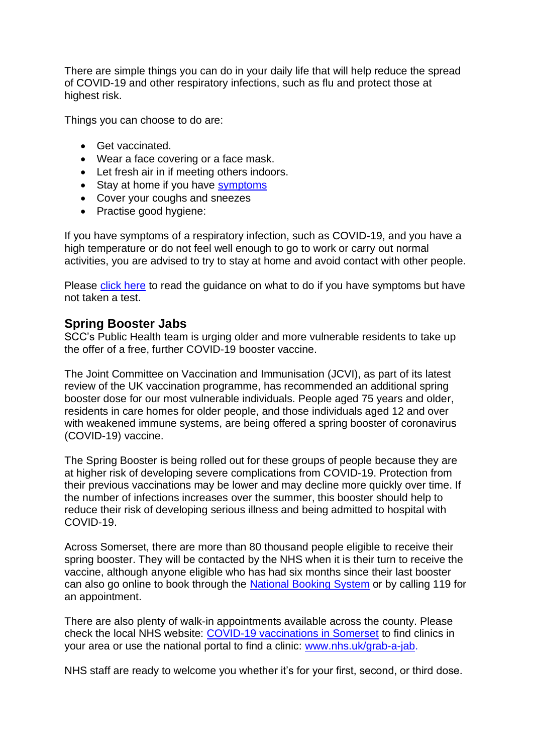There are simple things you can do in your daily life that will help reduce the spread of COVID-19 and other respiratory infections, such as flu and protect those at highest risk.

Things you can choose to do are:

- Get vaccinated.
- Wear a face covering or a face mask.
- Let fresh air in if meeting others indoors.
- Stay at home if you have symptoms
- Cover your coughs and sneezes
- Practise good hygiene:

If you have symptoms of a respiratory infection, such as COVID-19, and you have a high temperature or do not feel well enough to go to work or carry out normal activities, you are advised to try to stay at home and avoid contact with other people.

Please click here to read the guidance on what to do if you have symptoms but have not taken a test.

## Spring Booster Jabs

SCC's Public Health team is urging older and more vulnerable residents to take up the offer of a free, further COVID-19 booster vaccine.

The Joint Committee on Vaccination and Immunisation (JCVI), as part of its latest review of the UK vaccination programme, has recommended an additional spring booster dose for our most vulnerable individuals. People aged 75 years and older, residents in care homes for older people, and those individuals aged 12 and over with weakened immune systems, are being offered a spring booster of coronavirus (COVID-19) vaccine.

The Spring Booster is being rolled out for these groups of people because they are at higher risk of developing severe complications from COVID-19. Protection from their previous vaccinations may be lower and may decline more quickly over time. If the number of infections increases over the summer, this booster should help to reduce their risk of developing serious illness and being admitted to hospital with COVID-19.

Across Somerset, there are more than 80 thousand people eligible to receive their spring booster. They will be contacted by the NHS when it is their turn to receive the vaccine, although anyone eligible who has had six months since their last booster can also go online to book through the National Booking System or by calling 119 for an appointment.

There are also plenty of walk-in appointments available across the county. Please check the local NHS website: COVID-19 vaccinations in Somerset to find clinics in your area or use the national portal to find a clinic: www.nhs.uk/grab-a-jab.

NHS staff are ready to welcome you whether it's for your first, second, or third dose.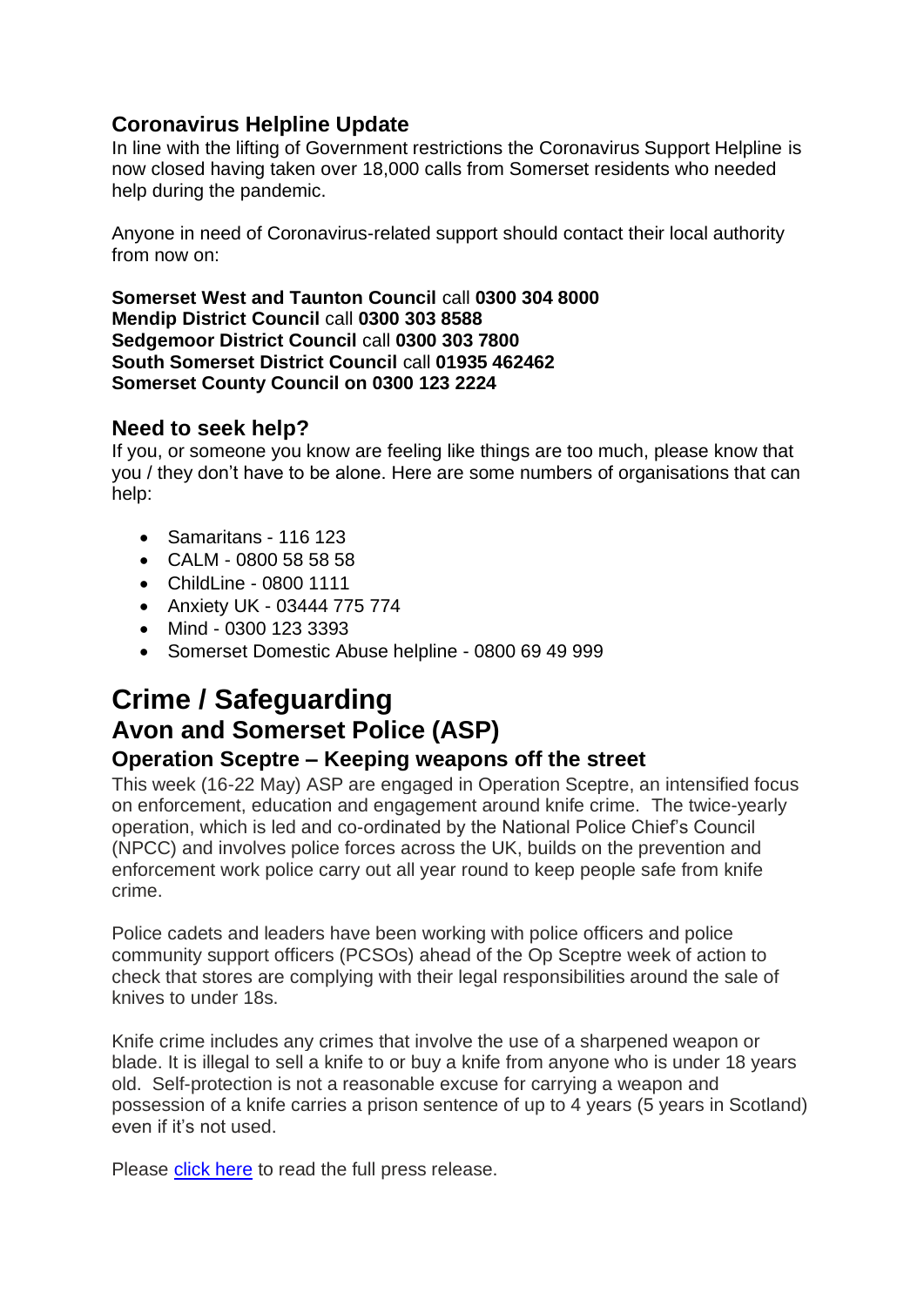### Coronavirus Helpline Update

In line with the lifting of Government restrictions the Coronavirus Support Helpline is now closed having taken over 18,000 calls from Somerset residents who needed help during the pandemic.

Anyone in need of Coronavirus-related support should contact their local authority from now on:

**Somerset West and Taunton Council** call **0300 304 8000**
**Mendip District Council** call **0300 303 8588**
**Sedgemoor District Council** call **0300 303 7800**
**South Somerset District Council** call **01935 462462**
**Somerset County Council on 0300 123 2224**

### Need to seek help?

If you, or someone you know are feeling like things are too much, please know that you / they don't have to be alone. Here are some numbers of organisations that can help:

- Samaritans - 116 123
- CALM - 0800 58 58 58
- ChildLine - 0800 1111
- Anxiety UK - 03444 775 774
- Mind - 0300 123 3393
- Somerset Domestic Abuse helpline - 0800 69 49 999

# Crime / Safeguarding

## Avon and Somerset Police (ASP)

### Operation Sceptre – Keeping weapons off the street

This week (16-22 May) ASP are engaged in Operation Sceptre, an intensified focus on enforcement, education and engagement around knife crime. The twice-yearly operation, which is led and co-ordinated by the National Police Chief's Council (NPCC) and involves police forces across the UK, builds on the prevention and enforcement work police carry out all year round to keep people safe from knife crime.

Police cadets and leaders have been working with police officers and police community support officers (PCSOs) ahead of the Op Sceptre week of action to check that stores are complying with their legal responsibilities around the sale of knives to under 18s.

Knife crime includes any crimes that involve the use of a sharpened weapon or blade. It is illegal to sell a knife to or buy a knife from anyone who is under 18 years old. Self-protection is not a reasonable excuse for carrying a weapon and possession of a knife carries a prison sentence of up to 4 years (5 years in Scotland) even if it's not used.

Please click here to read the full press release.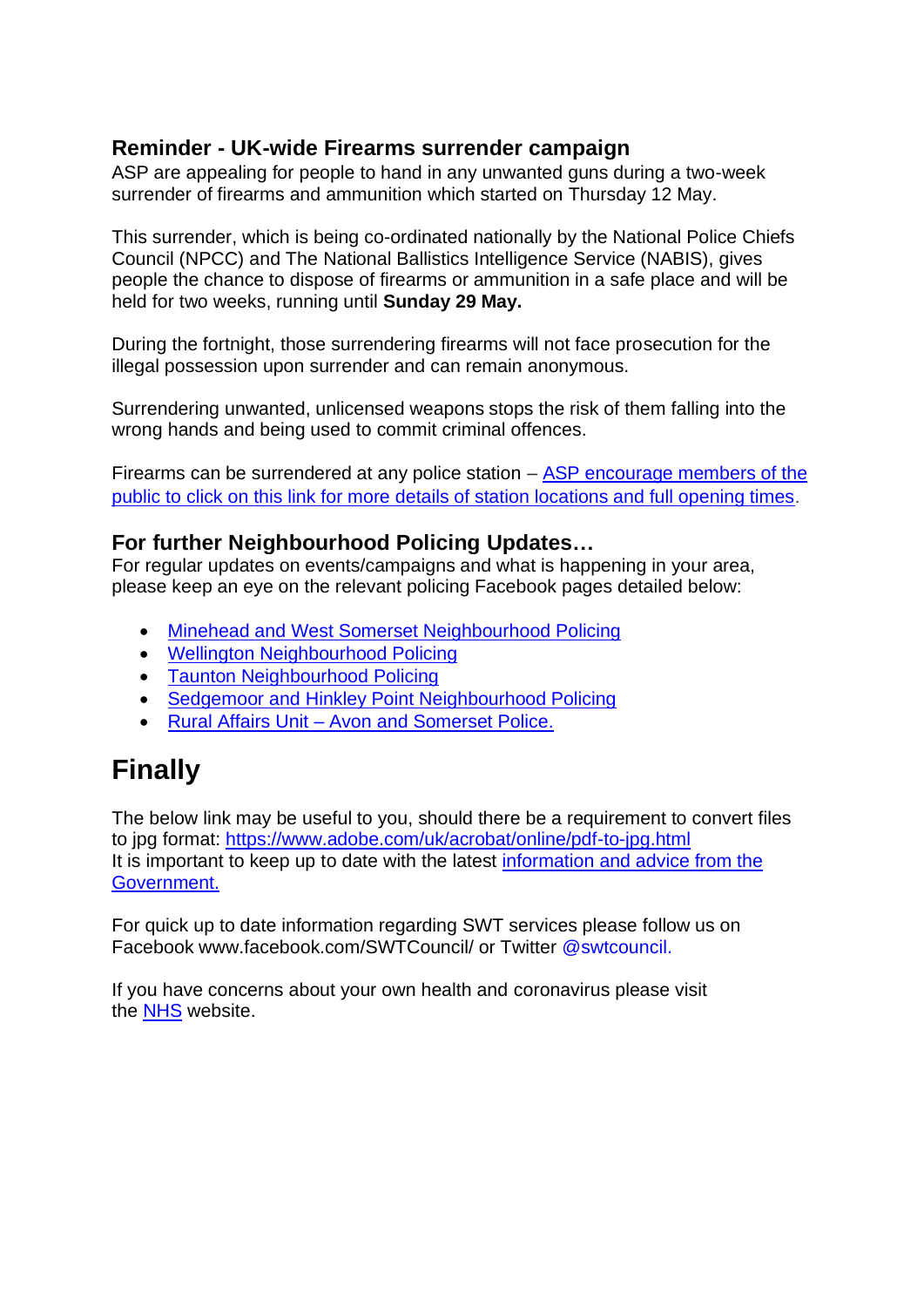### Reminder - UK-wide Firearms surrender campaign

ASP are appealing for people to hand in any unwanted guns during a two-week surrender of firearms and ammunition which started on Thursday 12 May.

This surrender, which is being co-ordinated nationally by the National Police Chiefs Council (NPCC) and The National Ballistics Intelligence Service (NABIS), gives people the chance to dispose of firearms or ammunition in a safe place and will be held for two weeks, running until **Sunday 29 May.**

During the fortnight, those surrendering firearms will not face prosecution for the illegal possession upon surrender and can remain anonymous.

Surrendering unwanted, unlicensed weapons stops the risk of them falling into the wrong hands and being used to commit criminal offences.

Firearms can be surrendered at any police station – ASP encourage members of the public to click on this link for more details of station locations and full opening times.

### For further Neighbourhood Policing Updates…

For regular updates on events/campaigns and what is happening in your area, please keep an eye on the relevant policing Facebook pages detailed below:

- Minehead and West Somerset Neighbourhood Policing
- Wellington Neighbourhood Policing
- Taunton Neighbourhood Policing
- Sedgemoor and Hinkley Point Neighbourhood Policing
- Rural Affairs Unit – Avon and Somerset Police.

## Finally

The below link may be useful to you, should there be a requirement to convert files to jpg format: https://www.adobe.com/uk/acrobat/online/pdf-to-jpg.html
It is important to keep up to date with the latest information and advice from the Government.

For quick up to date information regarding SWT services please follow us on Facebook www.facebook.com/SWTCouncil/ or Twitter @swtcouncil.

If you have concerns about your own health and coronavirus please visit the NHS website.